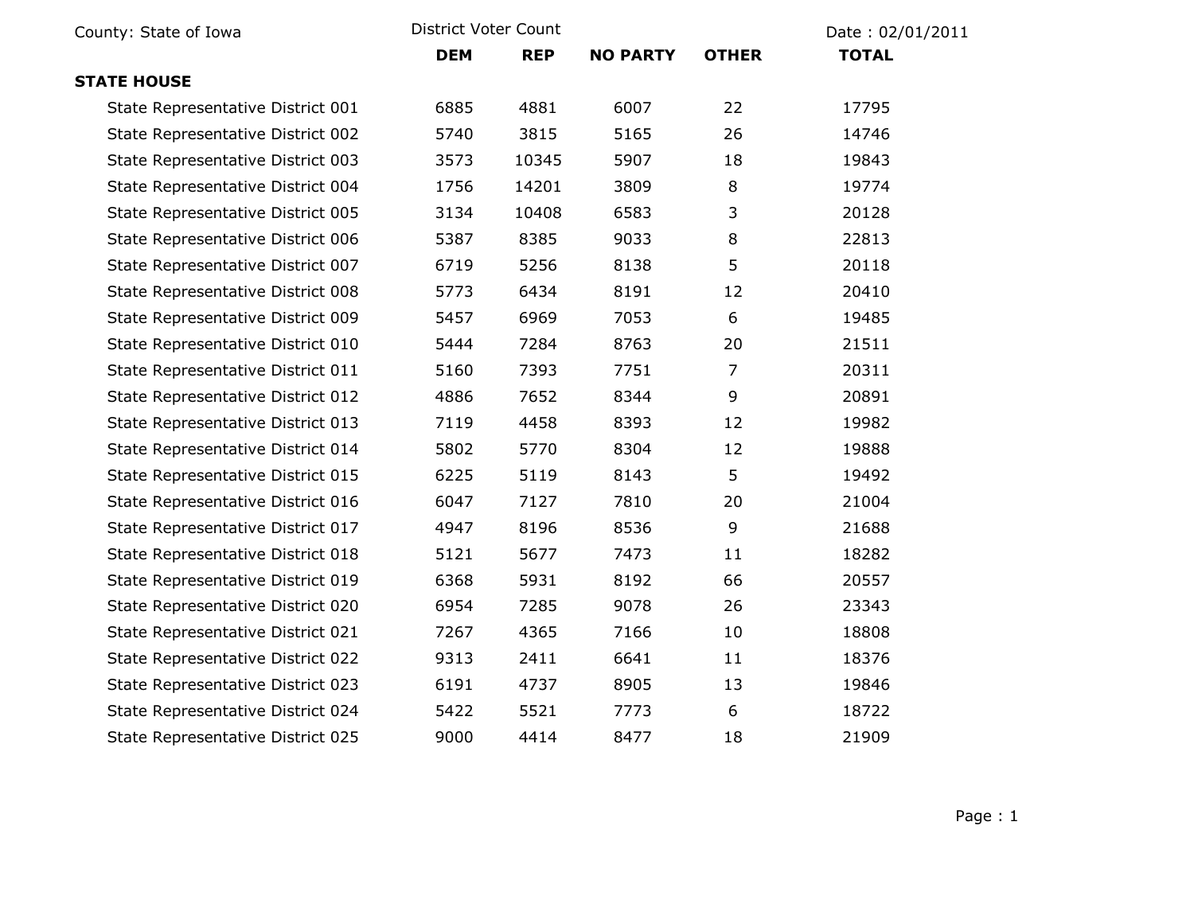County: State of Iowa

District Voter Count

Date : 02/01/2011

| | DEM | REP | NO PARTY | OTHER | TOTAL |
|---|---|---|---|---|---|
| **STATE HOUSE** | | | | | |
| State Representative District 001 | 6885 | 4881 | 6007 | 22 | 17795 |
| State Representative District 002 | 5740 | 3815 | 5165 | 26 | 14746 |
| State Representative District 003 | 3573 | 10345 | 5907 | 18 | 19843 |
| State Representative District 004 | 1756 | 14201 | 3809 | 8 | 19774 |
| State Representative District 005 | 3134 | 10408 | 6583 | 3 | 20128 |
| State Representative District 006 | 5387 | 8385 | 9033 | 8 | 22813 |
| State Representative District 007 | 6719 | 5256 | 8138 | 5 | 20118 |
| State Representative District 008 | 5773 | 6434 | 8191 | 12 | 20410 |
| State Representative District 009 | 5457 | 6969 | 7053 | 6 | 19485 |
| State Representative District 010 | 5444 | 7284 | 8763 | 20 | 21511 |
| State Representative District 011 | 5160 | 7393 | 7751 | 7 | 20311 |
| State Representative District 012 | 4886 | 7652 | 8344 | 9 | 20891 |
| State Representative District 013 | 7119 | 4458 | 8393 | 12 | 19982 |
| State Representative District 014 | 5802 | 5770 | 8304 | 12 | 19888 |
| State Representative District 015 | 6225 | 5119 | 8143 | 5 | 19492 |
| State Representative District 016 | 6047 | 7127 | 7810 | 20 | 21004 |
| State Representative District 017 | 4947 | 8196 | 8536 | 9 | 21688 |
| State Representative District 018 | 5121 | 5677 | 7473 | 11 | 18282 |
| State Representative District 019 | 6368 | 5931 | 8192 | 66 | 20557 |
| State Representative District 020 | 6954 | 7285 | 9078 | 26 | 23343 |
| State Representative District 021 | 7267 | 4365 | 7166 | 10 | 18808 |
| State Representative District 022 | 9313 | 2411 | 6641 | 11 | 18376 |
| State Representative District 023 | 6191 | 4737 | 8905 | 13 | 19846 |
| State Representative District 024 | 5422 | 5521 | 7773 | 6 | 18722 |
| State Representative District 025 | 9000 | 4414 | 8477 | 18 | 21909 |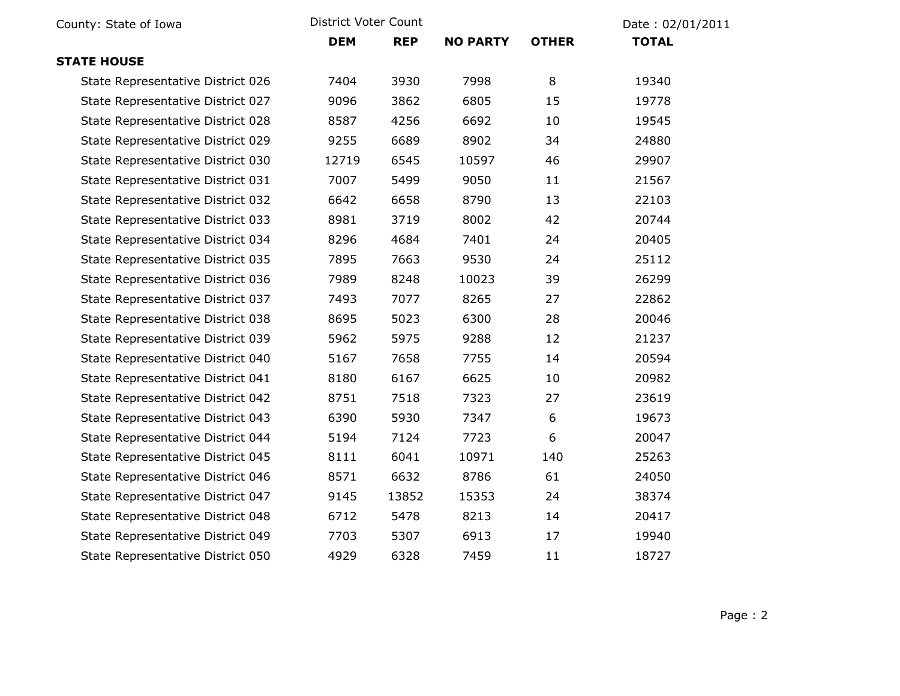County: State of Iowa | District Voter Count | Date : 02/01/2011

| | DEM | REP | NO PARTY | OTHER | TOTAL |
|---|---|---|---|---|---|
| **STATE HOUSE** | | | | | |
| State Representative District 026 | 7404 | 3930 | 7998 | 8 | 19340 |
| State Representative District 027 | 9096 | 3862 | 6805 | 15 | 19778 |
| State Representative District 028 | 8587 | 4256 | 6692 | 10 | 19545 |
| State Representative District 029 | 9255 | 6689 | 8902 | 34 | 24880 |
| State Representative District 030 | 12719 | 6545 | 10597 | 46 | 29907 |
| State Representative District 031 | 7007 | 5499 | 9050 | 11 | 21567 |
| State Representative District 032 | 6642 | 6658 | 8790 | 13 | 22103 |
| State Representative District 033 | 8981 | 3719 | 8002 | 42 | 20744 |
| State Representative District 034 | 8296 | 4684 | 7401 | 24 | 20405 |
| State Representative District 035 | 7895 | 7663 | 9530 | 24 | 25112 |
| State Representative District 036 | 7989 | 8248 | 10023 | 39 | 26299 |
| State Representative District 037 | 7493 | 7077 | 8265 | 27 | 22862 |
| State Representative District 038 | 8695 | 5023 | 6300 | 28 | 20046 |
| State Representative District 039 | 5962 | 5975 | 9288 | 12 | 21237 |
| State Representative District 040 | 5167 | 7658 | 7755 | 14 | 20594 |
| State Representative District 041 | 8180 | 6167 | 6625 | 10 | 20982 |
| State Representative District 042 | 8751 | 7518 | 7323 | 27 | 23619 |
| State Representative District 043 | 6390 | 5930 | 7347 | 6 | 19673 |
| State Representative District 044 | 5194 | 7124 | 7723 | 6 | 20047 |
| State Representative District 045 | 8111 | 6041 | 10971 | 140 | 25263 |
| State Representative District 046 | 8571 | 6632 | 8786 | 61 | 24050 |
| State Representative District 047 | 9145 | 13852 | 15353 | 24 | 38374 |
| State Representative District 048 | 6712 | 5478 | 8213 | 14 | 20417 |
| State Representative District 049 | 7703 | 5307 | 6913 | 17 | 19940 |
| State Representative District 050 | 4929 | 6328 | 7459 | 11 | 18727 |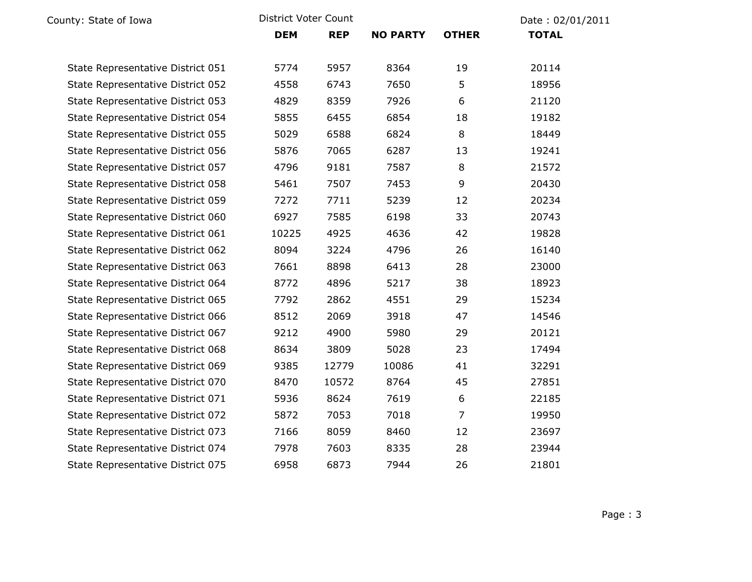County: State of Iowa | District Voter Count | Date : 02/01/2011

| | DEM | REP | NO PARTY | OTHER | TOTAL |
|---|---|---|---|---|---|
| State Representative District 051 | 5774 | 5957 | 8364 | 19 | 20114 |
| State Representative District 052 | 4558 | 6743 | 7650 | 5 | 18956 |
| State Representative District 053 | 4829 | 8359 | 7926 | 6 | 21120 |
| State Representative District 054 | 5855 | 6455 | 6854 | 18 | 19182 |
| State Representative District 055 | 5029 | 6588 | 6824 | 8 | 18449 |
| State Representative District 056 | 5876 | 7065 | 6287 | 13 | 19241 |
| State Representative District 057 | 4796 | 9181 | 7587 | 8 | 21572 |
| State Representative District 058 | 5461 | 7507 | 7453 | 9 | 20430 |
| State Representative District 059 | 7272 | 7711 | 5239 | 12 | 20234 |
| State Representative District 060 | 6927 | 7585 | 6198 | 33 | 20743 |
| State Representative District 061 | 10225 | 4925 | 4636 | 42 | 19828 |
| State Representative District 062 | 8094 | 3224 | 4796 | 26 | 16140 |
| State Representative District 063 | 7661 | 8898 | 6413 | 28 | 23000 |
| State Representative District 064 | 8772 | 4896 | 5217 | 38 | 18923 |
| State Representative District 065 | 7792 | 2862 | 4551 | 29 | 15234 |
| State Representative District 066 | 8512 | 2069 | 3918 | 47 | 14546 |
| State Representative District 067 | 9212 | 4900 | 5980 | 29 | 20121 |
| State Representative District 068 | 8634 | 3809 | 5028 | 23 | 17494 |
| State Representative District 069 | 9385 | 12779 | 10086 | 41 | 32291 |
| State Representative District 070 | 8470 | 10572 | 8764 | 45 | 27851 |
| State Representative District 071 | 5936 | 8624 | 7619 | 6 | 22185 |
| State Representative District 072 | 5872 | 7053 | 7018 | 7 | 19950 |
| State Representative District 073 | 7166 | 8059 | 8460 | 12 | 23697 |
| State Representative District 074 | 7978 | 7603 | 8335 | 28 | 23944 |
| State Representative District 075 | 6958 | 6873 | 7944 | 26 | 21801 |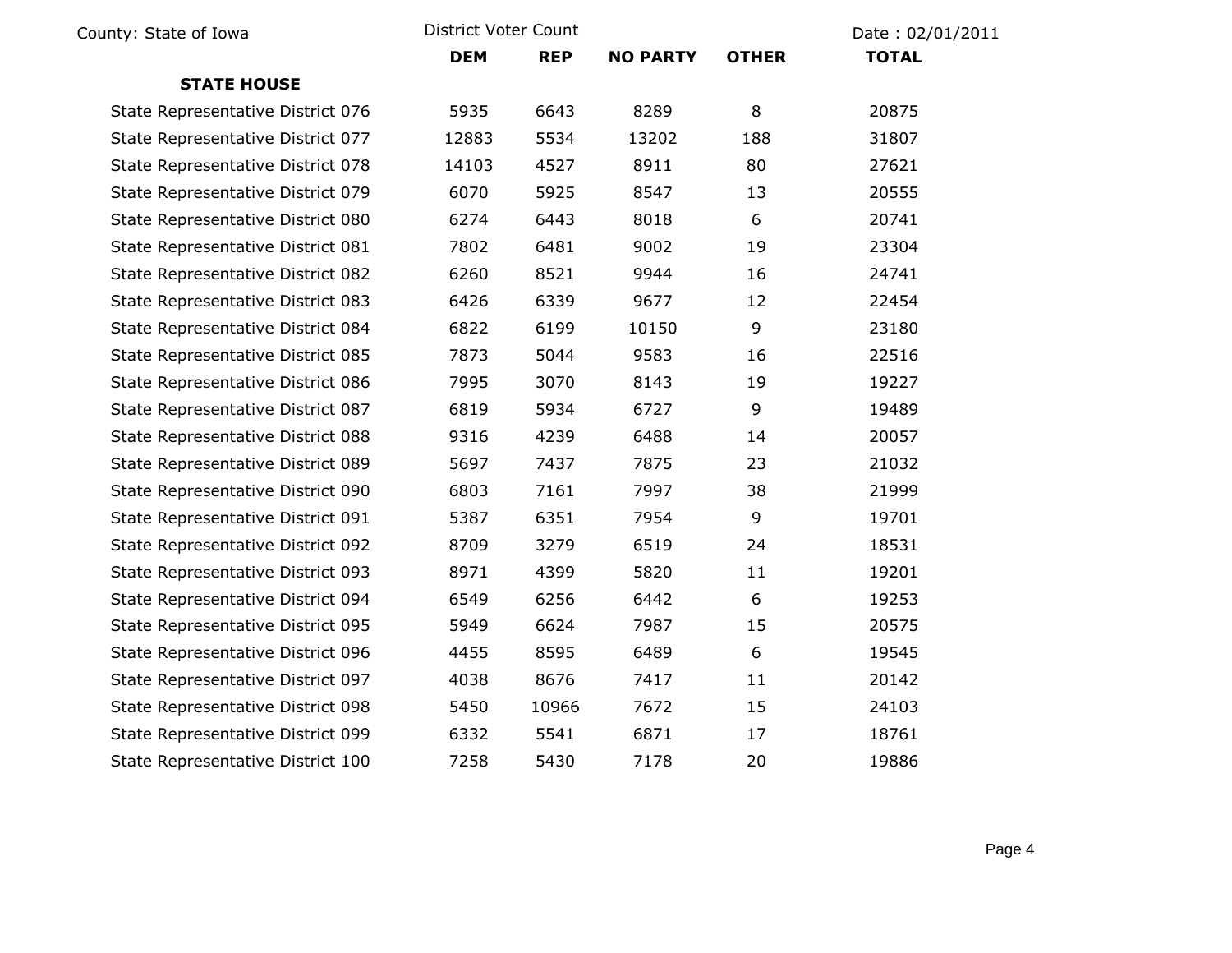County: State of Iowa | District Voter Count | Date : 02/01/2011

| | DEM | REP | NO PARTY | OTHER | TOTAL |
|---|---|---|---|---|---|
| **STATE HOUSE** | | | | | |
| State Representative District 076 | 5935 | 6643 | 8289 | 8 | 20875 |
| State Representative District 077 | 12883 | 5534 | 13202 | 188 | 31807 |
| State Representative District 078 | 14103 | 4527 | 8911 | 80 | 27621 |
| State Representative District 079 | 6070 | 5925 | 8547 | 13 | 20555 |
| State Representative District 080 | 6274 | 6443 | 8018 | 6 | 20741 |
| State Representative District 081 | 7802 | 6481 | 9002 | 19 | 23304 |
| State Representative District 082 | 6260 | 8521 | 9944 | 16 | 24741 |
| State Representative District 083 | 6426 | 6339 | 9677 | 12 | 22454 |
| State Representative District 084 | 6822 | 6199 | 10150 | 9 | 23180 |
| State Representative District 085 | 7873 | 5044 | 9583 | 16 | 22516 |
| State Representative District 086 | 7995 | 3070 | 8143 | 19 | 19227 |
| State Representative District 087 | 6819 | 5934 | 6727 | 9 | 19489 |
| State Representative District 088 | 9316 | 4239 | 6488 | 14 | 20057 |
| State Representative District 089 | 5697 | 7437 | 7875 | 23 | 21032 |
| State Representative District 090 | 6803 | 7161 | 7997 | 38 | 21999 |
| State Representative District 091 | 5387 | 6351 | 7954 | 9 | 19701 |
| State Representative District 092 | 8709 | 3279 | 6519 | 24 | 18531 |
| State Representative District 093 | 8971 | 4399 | 5820 | 11 | 19201 |
| State Representative District 094 | 6549 | 6256 | 6442 | 6 | 19253 |
| State Representative District 095 | 5949 | 6624 | 7987 | 15 | 20575 |
| State Representative District 096 | 4455 | 8595 | 6489 | 6 | 19545 |
| State Representative District 097 | 4038 | 8676 | 7417 | 11 | 20142 |
| State Representative District 098 | 5450 | 10966 | 7672 | 15 | 24103 |
| State Representative District 099 | 6332 | 5541 | 6871 | 17 | 18761 |
| State Representative District 100 | 7258 | 5430 | 7178 | 20 | 19886 |